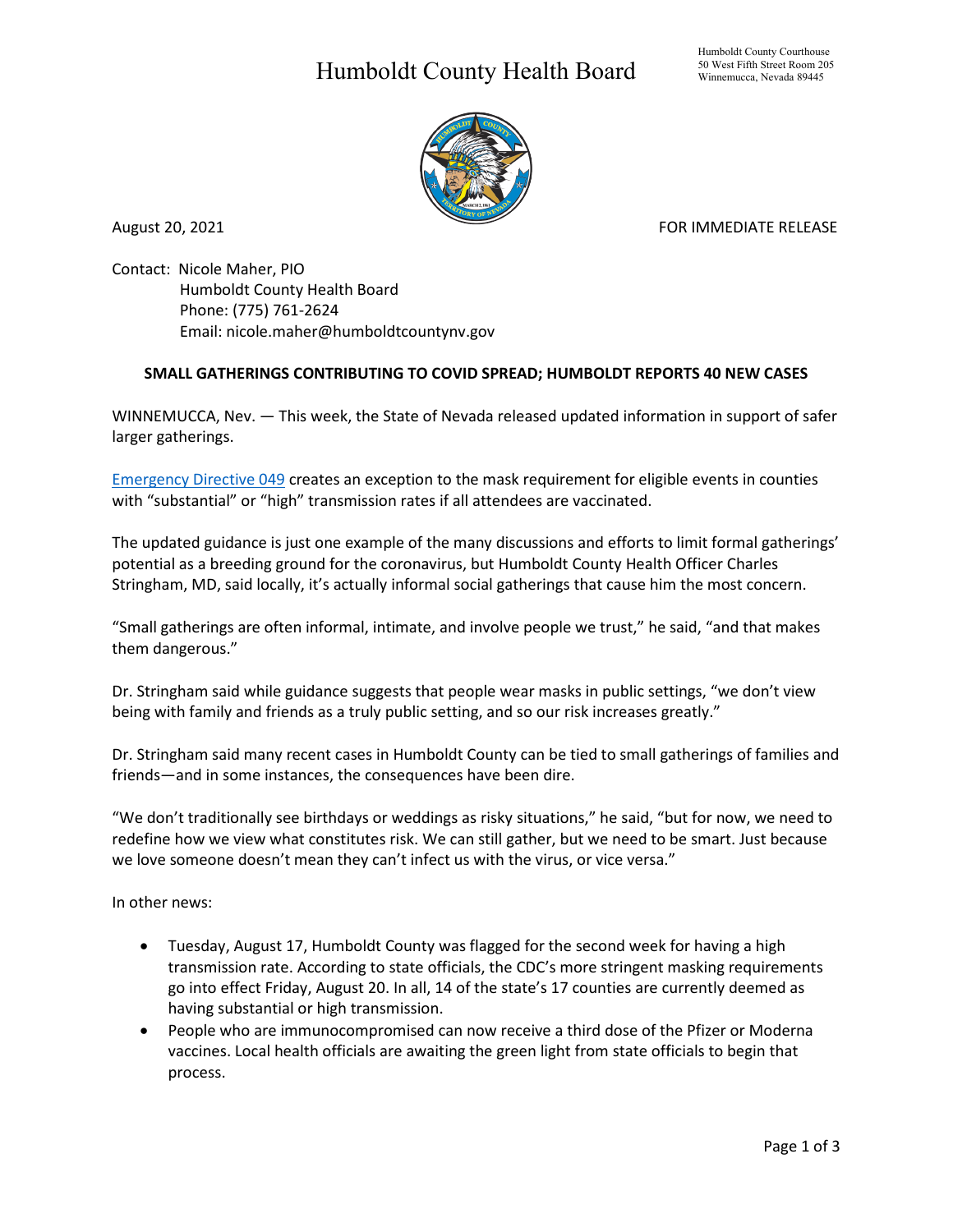# Humboldt County Health Board

Humboldt County Courthouse
50 West Fifth Street Room 205
Winnemucca, Nevada 89445

August 20, 2021

FOR IMMEDIATE RELEASE

Contact: Nicole Maher, PIO
Humboldt County Health Board
Phone: (775) 761-2624
Email: nicole.maher@humboldtcountynv.gov

**SMALL GATHERINGS CONTRIBUTING TO COVID SPREAD; HUMBOLDT REPORTS 40 NEW CASES**

WINNEMUCCA, Nev. — This week, the State of Nevada released updated information in support of safer larger gatherings.

Emergency Directive 049 creates an exception to the mask requirement for eligible events in counties with "substantial" or "high" transmission rates if all attendees are vaccinated.

The updated guidance is just one example of the many discussions and efforts to limit formal gatherings' potential as a breeding ground for the coronavirus, but Humboldt County Health Officer Charles Stringham, MD, said locally, it's actually informal social gatherings that cause him the most concern.

"Small gatherings are often informal, intimate, and involve people we trust," he said, "and that makes them dangerous."

Dr. Stringham said while guidance suggests that people wear masks in public settings, "we don't view being with family and friends as a truly public setting, and so our risk increases greatly."

Dr. Stringham said many recent cases in Humboldt County can be tied to small gatherings of families and friends—and in some instances, the consequences have been dire.

"We don't traditionally see birthdays or weddings as risky situations," he said, "but for now, we need to redefine how we view what constitutes risk. We can still gather, but we need to be smart. Just because we love someone doesn't mean they can't infect us with the virus, or vice versa."

In other news:

- Tuesday, August 17, Humboldt County was flagged for the second week for having a high transmission rate. According to state officials, the CDC's more stringent masking requirements go into effect Friday, August 20. In all, 14 of the state's 17 counties are currently deemed as having substantial or high transmission.
- People who are immunocompromised can now receive a third dose of the Pfizer or Moderna vaccines. Local health officials are awaiting the green light from state officials to begin that process.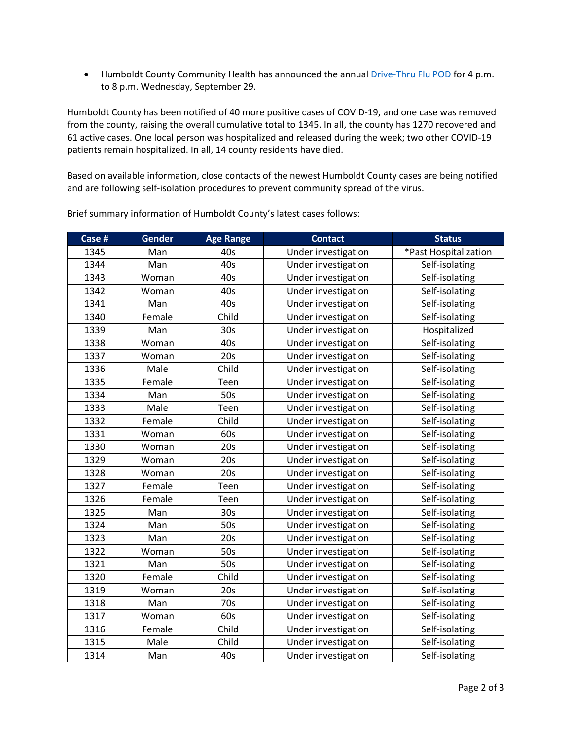- Humboldt County Community Health has announced the annual Drive-Thru Flu POD for 4 p.m. to 8 p.m. Wednesday, September 29.

Humboldt County has been notified of 40 more positive cases of COVID-19, and one case was removed from the county, raising the overall cumulative total to 1345. In all, the county has 1270 recovered and 61 active cases. One local person was hospitalized and released during the week; two other COVID-19 patients remain hospitalized. In all, 14 county residents have died.

Based on available information, close contacts of the newest Humboldt County cases are being notified and are following self-isolation procedures to prevent community spread of the virus.

Brief summary information of Humboldt County's latest cases follows:

| Case # | Gender | Age Range | Contact | Status |
|---|---|---|---|---|
| 1345 | Man | 40s | Under investigation | *Past Hospitalization |
| 1344 | Man | 40s | Under investigation | Self-isolating |
| 1343 | Woman | 40s | Under investigation | Self-isolating |
| 1342 | Woman | 40s | Under investigation | Self-isolating |
| 1341 | Man | 40s | Under investigation | Self-isolating |
| 1340 | Female | Child | Under investigation | Self-isolating |
| 1339 | Man | 30s | Under investigation | Hospitalized |
| 1338 | Woman | 40s | Under investigation | Self-isolating |
| 1337 | Woman | 20s | Under investigation | Self-isolating |
| 1336 | Male | Child | Under investigation | Self-isolating |
| 1335 | Female | Teen | Under investigation | Self-isolating |
| 1334 | Man | 50s | Under investigation | Self-isolating |
| 1333 | Male | Teen | Under investigation | Self-isolating |
| 1332 | Female | Child | Under investigation | Self-isolating |
| 1331 | Woman | 60s | Under investigation | Self-isolating |
| 1330 | Woman | 20s | Under investigation | Self-isolating |
| 1329 | Woman | 20s | Under investigation | Self-isolating |
| 1328 | Woman | 20s | Under investigation | Self-isolating |
| 1327 | Female | Teen | Under investigation | Self-isolating |
| 1326 | Female | Teen | Under investigation | Self-isolating |
| 1325 | Man | 30s | Under investigation | Self-isolating |
| 1324 | Man | 50s | Under investigation | Self-isolating |
| 1323 | Man | 20s | Under investigation | Self-isolating |
| 1322 | Woman | 50s | Under investigation | Self-isolating |
| 1321 | Man | 50s | Under investigation | Self-isolating |
| 1320 | Female | Child | Under investigation | Self-isolating |
| 1319 | Woman | 20s | Under investigation | Self-isolating |
| 1318 | Man | 70s | Under investigation | Self-isolating |
| 1317 | Woman | 60s | Under investigation | Self-isolating |
| 1316 | Female | Child | Under investigation | Self-isolating |
| 1315 | Male | Child | Under investigation | Self-isolating |
| 1314 | Man | 40s | Under investigation | Self-isolating |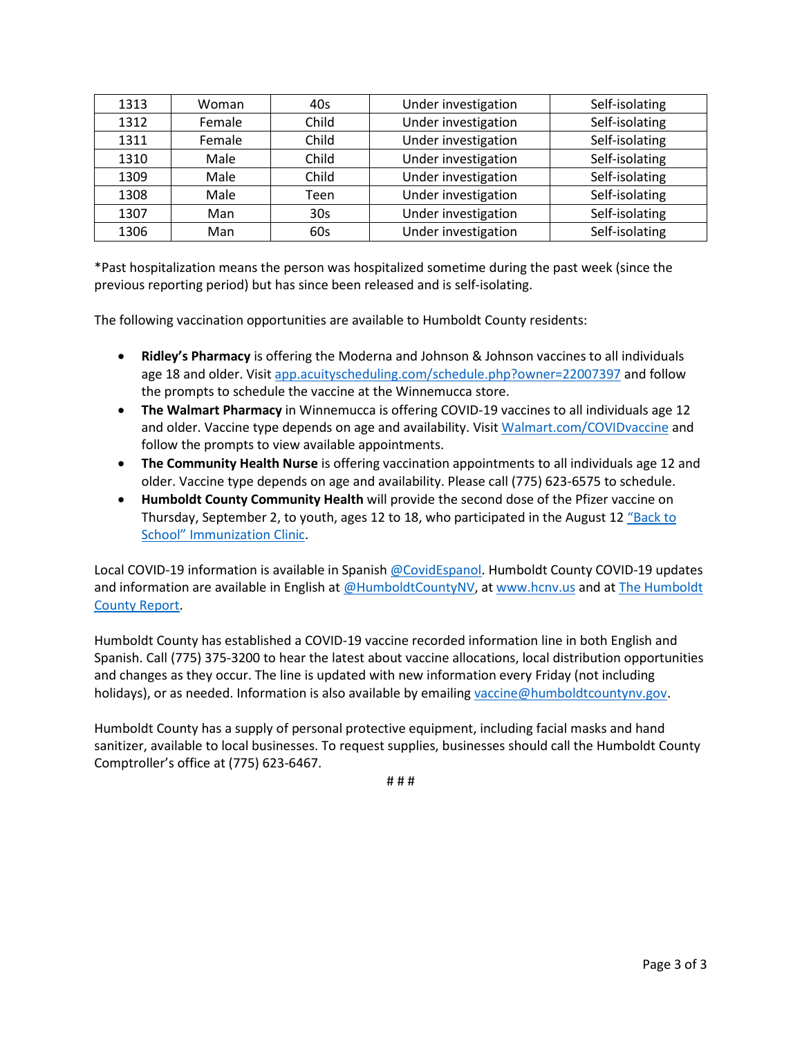| | | | | |
|---|---|---|---|---|
| 1313 | Woman | 40s | Under investigation | Self-isolating |
| 1312 | Female | Child | Under investigation | Self-isolating |
| 1311 | Female | Child | Under investigation | Self-isolating |
| 1310 | Male | Child | Under investigation | Self-isolating |
| 1309 | Male | Child | Under investigation | Self-isolating |
| 1308 | Male | Teen | Under investigation | Self-isolating |
| 1307 | Man | 30s | Under investigation | Self-isolating |
| 1306 | Man | 60s | Under investigation | Self-isolating |

*Past hospitalization means the person was hospitalized sometime during the past week (since the previous reporting period) but has since been released and is self-isolating.

The following vaccination opportunities are available to Humboldt County residents:

- **Ridley's Pharmacy** is offering the Moderna and Johnson & Johnson vaccines to all individuals age 18 and older. Visit app.acuityscheduling.com/schedule.php?owner=22007397 and follow the prompts to schedule the vaccine at the Winnemucca store.
- **The Walmart Pharmacy** in Winnemucca is offering COVID-19 vaccines to all individuals age 12 and older. Vaccine type depends on age and availability. Visit Walmart.com/COVIDvaccine and follow the prompts to view available appointments.
- **The Community Health Nurse** is offering vaccination appointments to all individuals age 12 and older. Vaccine type depends on age and availability. Please call (775) 623-6575 to schedule.
- **Humboldt County Community Health** will provide the second dose of the Pfizer vaccine on Thursday, September 2, to youth, ages 12 to 18, who participated in the August 12 "Back to School" Immunization Clinic.

Local COVID-19 information is available in Spanish @CovidEspanol. Humboldt County COVID-19 updates and information are available in English at @HumboldtCountyNV, at www.hcnv.us and at The Humboldt County Report.

Humboldt County has established a COVID-19 vaccine recorded information line in both English and Spanish. Call (775) 375-3200 to hear the latest about vaccine allocations, local distribution opportunities and changes as they occur. The line is updated with new information every Friday (not including holidays), or as needed. Information is also available by emailing vaccine@humboldtcountynv.gov.

Humboldt County has a supply of personal protective equipment, including facial masks and hand sanitizer, available to local businesses. To request supplies, businesses should call the Humboldt County Comptroller's office at (775) 623-6467.

# # #